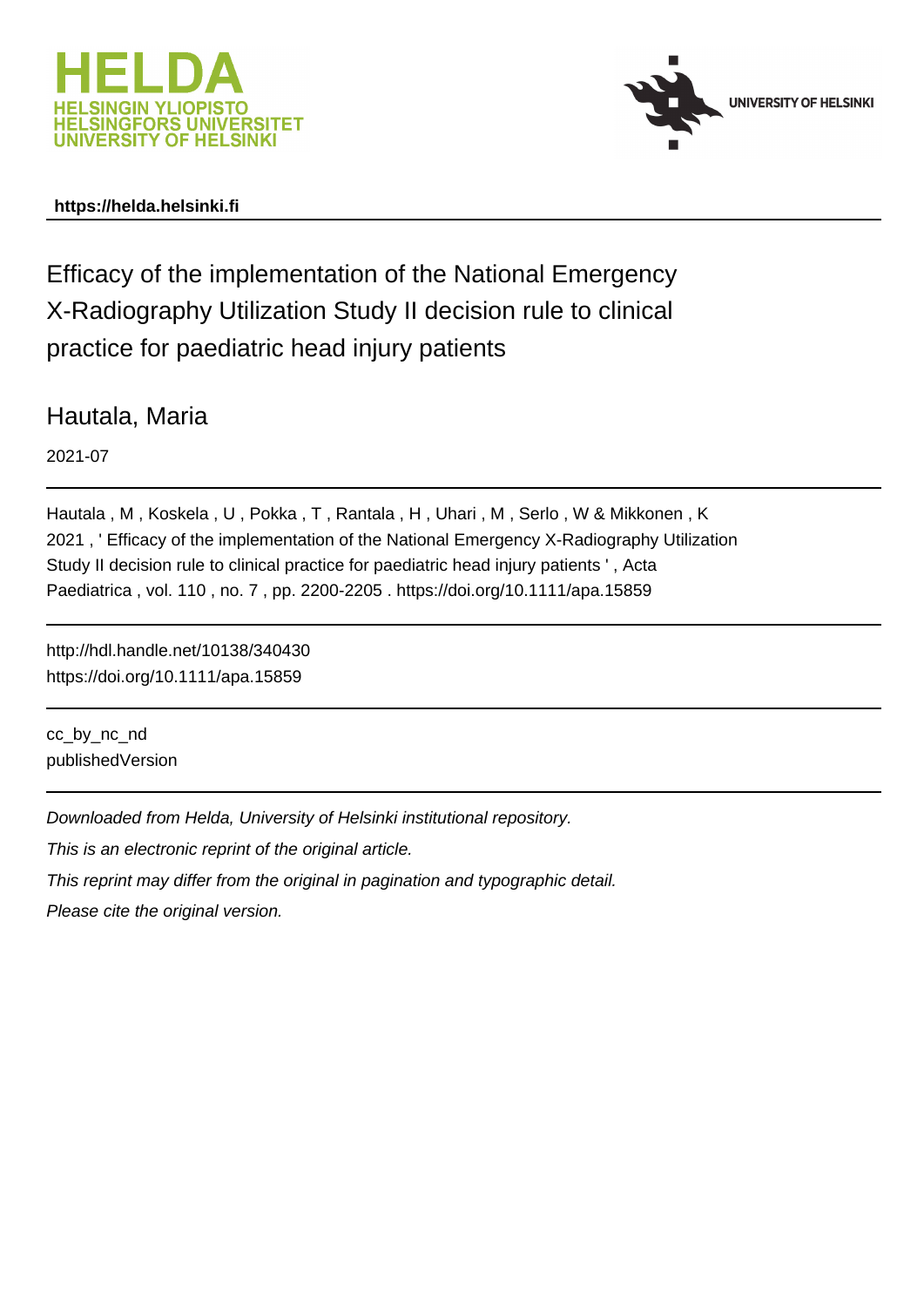https://helda.helsinki.fi

# Efficacy of the implementation of the National Emergency X-Radiography Utilization Study II decision rule to clinical practice for paediatric head injury patients

Hautala, Maria

2021-07

Hautala , M , Koskela , U , Pokka , T , Rantala , H , Uhari , M , Serlo , W & Mikkonen , K 2021 , ' Efficacy of the implementation of the National Emergency X-Radiography Utilization Study II decision rule to clinical practice for paediatric head injury patients ' , Acta Paediatrica , vol. 110 , no. 7 , pp. 2200-2205 . https://doi.org/10.1111/apa.15859

http://hdl.handle.net/10138/340430
https://doi.org/10.1111/apa.15859

cc_by_nc_nd
publishedVersion

*Downloaded from Helda, University of Helsinki institutional repository.*

*This is an electronic reprint of the original article.*

*This reprint may differ from the original in pagination and typographic detail.*

*Please cite the original version.*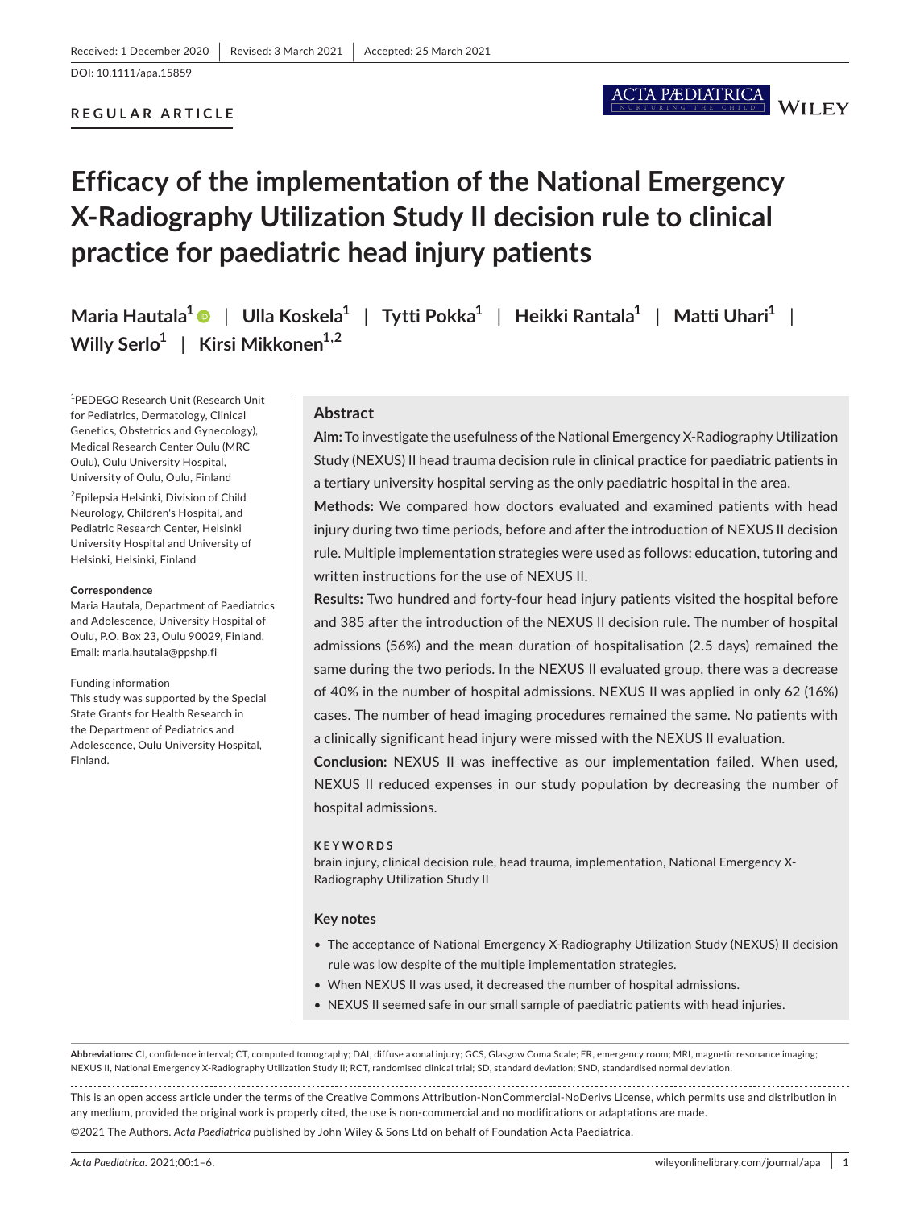Received: 1 December 2020 | Revised: 3 March 2021 | Accepted: 25 March 2021

DOI: 10.1111/apa.15859

**REGULAR ARTICLE**

# Efficacy of the implementation of the National Emergency X-Radiography Utilization Study II decision rule to clinical practice for paediatric head injury patients

**Maria Hautala[1] | Ulla Koskela[1] | Tytti Pokka[1] | Heikki Rantala[1] | Matti Uhari[1] | Willy Serlo[1] | Kirsi Mikkonen[1,2]**

[1]PEDEGO Research Unit (Research Unit for Pediatrics, Dermatology, Clinical Genetics, Obstetrics and Gynecology), Medical Research Center Oulu (MRC Oulu), Oulu University Hospital, University of Oulu, Oulu, Finland

[2]Epilepsia Helsinki, Division of Child Neurology, Children's Hospital, and Pediatric Research Center, Helsinki University Hospital and University of Helsinki, Helsinki, Finland

**Correspondence**
Maria Hautala, Department of Paediatrics and Adolescence, University Hospital of Oulu, P.O. Box 23, Oulu 90029, Finland.
Email: maria.hautala@ppshp.fi

**Funding information**
This study was supported by the Special State Grants for Health Research in the Department of Pediatrics and Adolescence, Oulu University Hospital, Finland.

## Abstract

**Aim:** To investigate the usefulness of the National Emergency X-Radiography Utilization Study (NEXUS) II head trauma decision rule in clinical practice for paediatric patients in a tertiary university hospital serving as the only paediatric hospital in the area.

**Methods:** We compared how doctors evaluated and examined patients with head injury during two time periods, before and after the introduction of NEXUS II decision rule. Multiple implementation strategies were used as follows: education, tutoring and written instructions for the use of NEXUS II.

**Results:** Two hundred and forty-four head injury patients visited the hospital before and 385 after the introduction of the NEXUS II decision rule. The number of hospital admissions (56%) and the mean duration of hospitalisation (2.5 days) remained the same during the two periods. In the NEXUS II evaluated group, there was a decrease of 40% in the number of hospital admissions. NEXUS II was applied in only 62 (16%) cases. The number of head imaging procedures remained the same. No patients with a clinically significant head injury were missed with the NEXUS II evaluation.

**Conclusion:** NEXUS II was ineffective as our implementation failed. When used, NEXUS II reduced expenses in our study population by decreasing the number of hospital admissions.

**KEYWORDS**
brain injury, clinical decision rule, head trauma, implementation, National Emergency X-Radiography Utilization Study II

### Key notes

- The acceptance of National Emergency X-Radiography Utilization Study (NEXUS) II decision rule was low despite of the multiple implementation strategies.
- When NEXUS II was used, it decreased the number of hospital admissions.
- NEXUS II seemed safe in our small sample of paediatric patients with head injuries.

**Abbreviations:** CI, confidence interval; CT, computed tomography; DAI, diffuse axonal injury; GCS, Glasgow Coma Scale; ER, emergency room; MRI, magnetic resonance imaging; NEXUS II, National Emergency X-Radiography Utilization Study II; RCT, randomised clinical trial; SD, standard deviation; SND, standardised normal deviation.

This is an open access article under the terms of the Creative Commons Attribution-NonCommercial-NoDerivs License, which permits use and distribution in any medium, provided the original work is properly cited, the use is non-commercial and no modifications or adaptations are made.

©2021 The Authors. *Acta Paediatrica* published by John Wiley & Sons Ltd on behalf of Foundation Acta Paediatrica.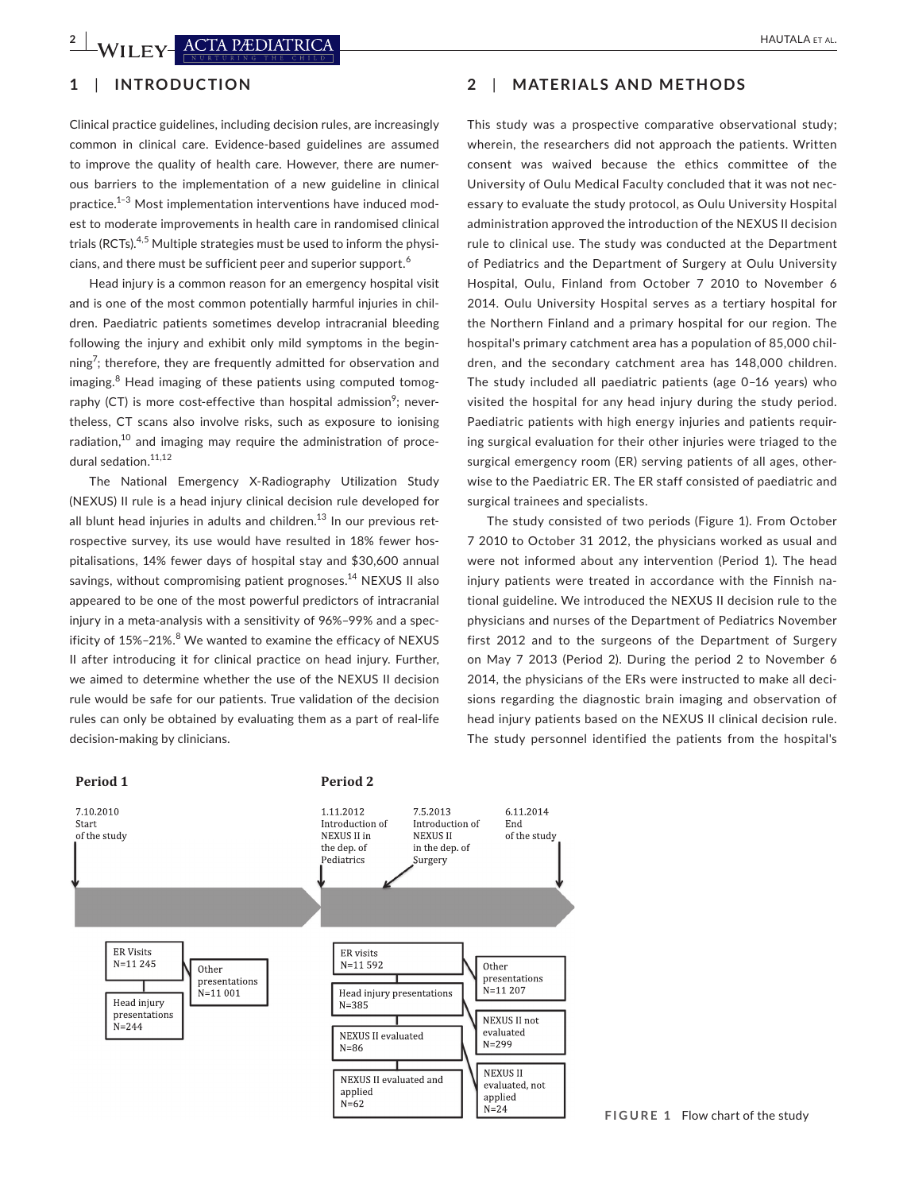## 1 | INTRODUCTION

Clinical practice guidelines, including decision rules, are increasingly common in clinical care. Evidence-based guidelines are assumed to improve the quality of health care. However, there are numerous barriers to the implementation of a new guideline in clinical practice.[1–3] Most implementation interventions have induced modest to moderate improvements in health care in randomised clinical trials (RCTs).[4,5] Multiple strategies must be used to inform the physicians, and there must be sufficient peer and superior support.[6]

Head injury is a common reason for an emergency hospital visit and is one of the most common potentially harmful injuries in children. Paediatric patients sometimes develop intracranial bleeding following the injury and exhibit only mild symptoms in the beginning[7]; therefore, they are frequently admitted for observation and imaging.[8] Head imaging of these patients using computed tomography (CT) is more cost-effective than hospital admission[9]; nevertheless, CT scans also involve risks, such as exposure to ionising radiation,[10] and imaging may require the administration of procedural sedation.[11,12]

The National Emergency X-Radiography Utilization Study (NEXUS) II rule is a head injury clinical decision rule developed for all blunt head injuries in adults and children.[13] In our previous retrospective survey, its use would have resulted in 18% fewer hospitalisations, 14% fewer days of hospital stay and $30,600 annual savings, without compromising patient prognoses.[14] NEXUS II also appeared to be one of the most powerful predictors of intracranial injury in a meta-analysis with a sensitivity of 96%–99% and a specificity of 15%–21%.[8] We wanted to examine the efficacy of NEXUS II after introducing it for clinical practice on head injury. Further, we aimed to determine whether the use of the NEXUS II decision rule would be safe for our patients. True validation of the decision rules can only be obtained by evaluating them as a part of real-life decision-making by clinicians.

## 2 | MATERIALS AND METHODS

This study was a prospective comparative observational study; wherein, the researchers did not approach the patients. Written consent was waived because the ethics committee of the University of Oulu Medical Faculty concluded that it was not necessary to evaluate the study protocol, as Oulu University Hospital administration approved the introduction of the NEXUS II decision rule to clinical use. The study was conducted at the Department of Pediatrics and the Department of Surgery at Oulu University Hospital, Oulu, Finland from October 7 2010 to November 6 2014. Oulu University Hospital serves as a tertiary hospital for the Northern Finland and a primary hospital for our region. The hospital's primary catchment area has a population of 85,000 children, and the secondary catchment area has 148,000 children. The study included all paediatric patients (age 0–16 years) who visited the hospital for any head injury during the study period. Paediatric patients with high energy injuries and patients requiring surgical evaluation for their other injuries were triaged to the surgical emergency room (ER) serving patients of all ages, otherwise to the Paediatric ER. The ER staff consisted of paediatric and surgical trainees and specialists.

The study consisted of two periods (Figure 1). From October 7 2010 to October 31 2012, the physicians worked as usual and were not informed about any intervention (Period 1). The head injury patients were treated in accordance with the Finnish national guideline. We introduced the NEXUS II decision rule to the physicians and nurses of the Department of Pediatrics November first 2012 and to the surgeons of the Department of Surgery on May 7 2013 (Period 2). During the period 2 to November 6 2014, the physicians of the ERs were instructed to make all decisions regarding the diagnostic brain imaging and observation of head injury patients based on the NEXUS II clinical decision rule. The study personnel identified the patients from the hospital's

**Period 1**

7.10.2010 Start of the study

ER Visits N=11 245 → Other presentations N=11 001

Head injury presentations N=244

**Period 2**

1.11.2012 Introduction of NEXUS II in the dep. of Pediatrics

7.5.2013 Introduction of NEXUS II in the dep. of Surgery

6.11.2014 End of the study

ER visits N=11 592 → Other presentations N=11 207

Head injury presentations N=385 → NEXUS II not evaluated N=299

NEXUS II evaluated N=86 → NEXUS II evaluated, not applied N=24

NEXUS II evaluated and applied N=62

**FIGURE 1** Flow chart of the study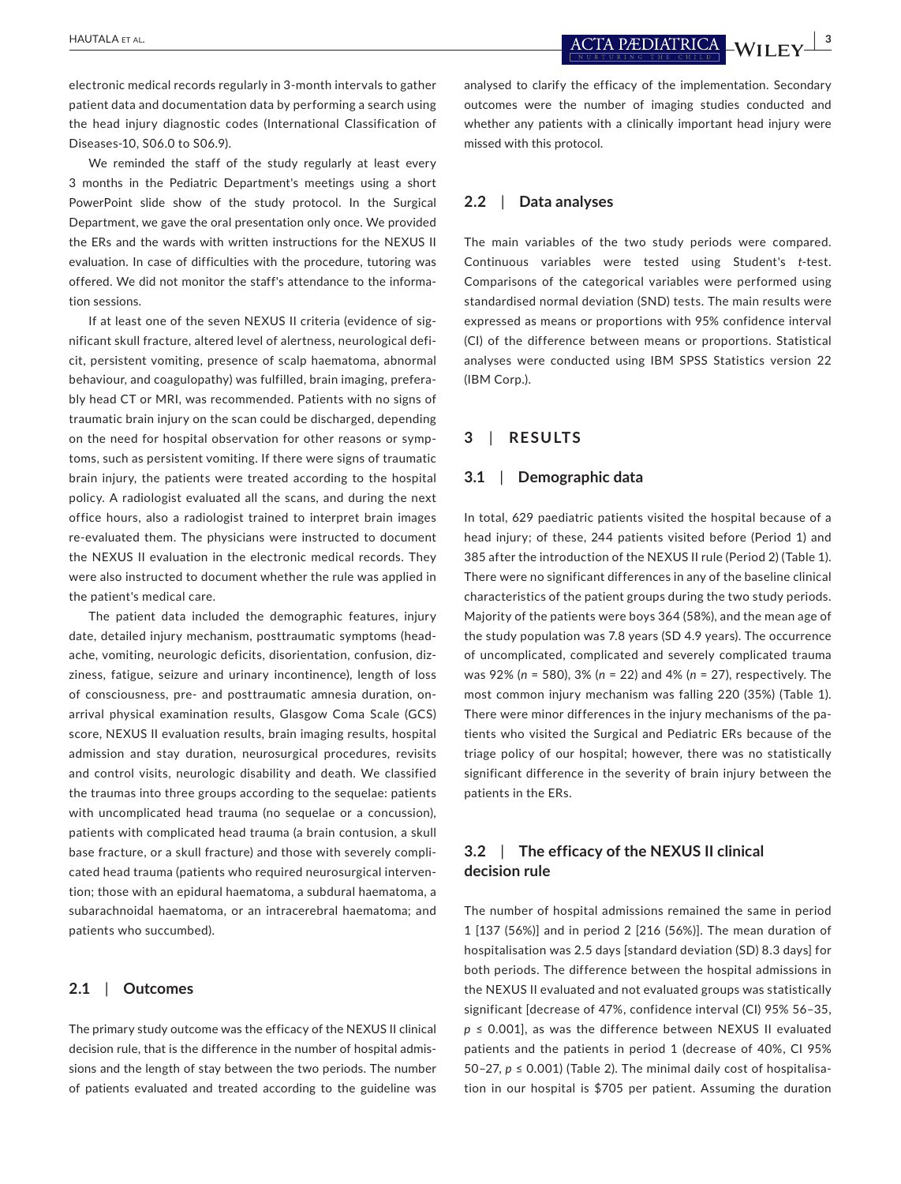electronic medical records regularly in 3-month intervals to gather patient data and documentation data by performing a search using the head injury diagnostic codes (International Classification of Diseases-10, S06.0 to S06.9).

We reminded the staff of the study regularly at least every 3 months in the Pediatric Department's meetings using a short PowerPoint slide show of the study protocol. In the Surgical Department, we gave the oral presentation only once. We provided the ERs and the wards with written instructions for the NEXUS II evaluation. In case of difficulties with the procedure, tutoring was offered. We did not monitor the staff's attendance to the information sessions.

If at least one of the seven NEXUS II criteria (evidence of significant skull fracture, altered level of alertness, neurological deficit, persistent vomiting, presence of scalp haematoma, abnormal behaviour, and coagulopathy) was fulfilled, brain imaging, preferably head CT or MRI, was recommended. Patients with no signs of traumatic brain injury on the scan could be discharged, depending on the need for hospital observation for other reasons or symptoms, such as persistent vomiting. If there were signs of traumatic brain injury, the patients were treated according to the hospital policy. A radiologist evaluated all the scans, and during the next office hours, also a radiologist trained to interpret brain images re-evaluated them. The physicians were instructed to document the NEXUS II evaluation in the electronic medical records. They were also instructed to document whether the rule was applied in the patient's medical care.

The patient data included the demographic features, injury date, detailed injury mechanism, posttraumatic symptoms (headache, vomiting, neurologic deficits, disorientation, confusion, dizziness, fatigue, seizure and urinary incontinence), length of loss of consciousness, pre- and posttraumatic amnesia duration, on-arrival physical examination results, Glasgow Coma Scale (GCS) score, NEXUS II evaluation results, brain imaging results, hospital admission and stay duration, neurosurgical procedures, revisits and control visits, neurologic disability and death. We classified the traumas into three groups according to the sequelae: patients with uncomplicated head trauma (no sequelae or a concussion), patients with complicated head trauma (a brain contusion, a skull base fracture, or a skull fracture) and those with severely complicated head trauma (patients who required neurosurgical intervention; those with an epidural haematoma, a subdural haematoma, a subarachnoidal haematoma, or an intracerebral haematoma; and patients who succumbed).

### 2.1 | Outcomes

The primary study outcome was the efficacy of the NEXUS II clinical decision rule, that is the difference in the number of hospital admissions and the length of stay between the two periods. The number of patients evaluated and treated according to the guideline was analysed to clarify the efficacy of the implementation. Secondary outcomes were the number of imaging studies conducted and whether any patients with a clinically important head injury were missed with this protocol.

### 2.2 | Data analyses

The main variables of the two study periods were compared. Continuous variables were tested using Student's *t*-test. Comparisons of the categorical variables were performed using standardised normal deviation (SND) tests. The main results were expressed as means or proportions with 95% confidence interval (CI) of the difference between means or proportions. Statistical analyses were conducted using IBM SPSS Statistics version 22 (IBM Corp.).

## 3 | RESULTS

### 3.1 | Demographic data

In total, 629 paediatric patients visited the hospital because of a head injury; of these, 244 patients visited before (Period 1) and 385 after the introduction of the NEXUS II rule (Period 2) (Table 1). There were no significant differences in any of the baseline clinical characteristics of the patient groups during the two study periods. Majority of the patients were boys 364 (58%), and the mean age of the study population was 7.8 years (SD 4.9 years). The occurrence of uncomplicated, complicated and severely complicated trauma was 92% ($n$ = 580), 3% ($n$ = 22) and 4% ($n$ = 27), respectively. The most common injury mechanism was falling 220 (35%) (Table 1). There were minor differences in the injury mechanisms of the patients who visited the Surgical and Pediatric ERs because of the triage policy of our hospital; however, there was no statistically significant difference in the severity of brain injury between the patients in the ERs.

### 3.2 | The efficacy of the NEXUS II clinical decision rule

The number of hospital admissions remained the same in period 1 [137 (56%)] and in period 2 [216 (56%)]. The mean duration of hospitalisation was 2.5 days [standard deviation (SD) 8.3 days] for both periods. The difference between the hospital admissions in the NEXUS II evaluated and not evaluated groups was statistically significant [decrease of 47%, confidence interval (CI) 95% 56–35, $p \leq 0.001$], as was the difference between NEXUS II evaluated patients and the patients in period 1 (decrease of 40%, CI 95% 50–27, $p \leq 0.001$) (Table 2). The minimal daily cost of hospitalisation in our hospital is $705 per patient. Assuming the duration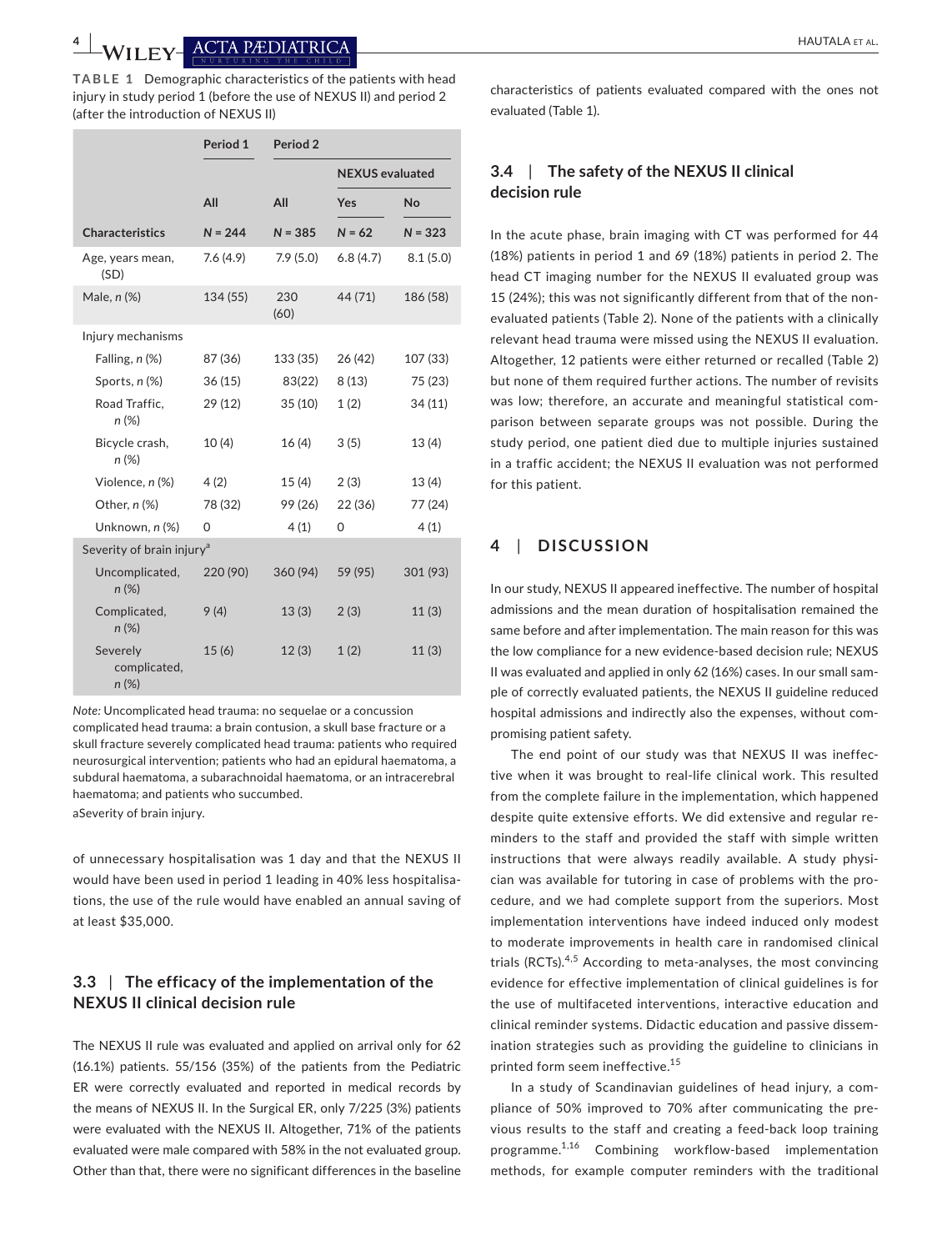**TABLE 1** Demographic characteristics of the patients with head injury in study period 1 (before the use of NEXUS II) and period 2 (after the introduction of NEXUS II)

| | Period 1 | Period 2 | | |
|---|---|---|---|---|
| | | | NEXUS evaluated | |
| | All | All | Yes | No |
| **Characteristics** | N = 244 | N = 385 | N = 62 | N = 323 |
| Age, years mean, (SD) | 7.6 (4.9) | 7.9 (5.0) | 6.8 (4.7) | 8.1 (5.0) |
| Male, n (%) | 134 (55) | 230 (60) | 44 (71) | 186 (58) |
| Injury mechanisms | | | | |
| Falling, n (%) | 87 (36) | 133 (35) | 26 (42) | 107 (33) |
| Sports, n (%) | 36 (15) | 83(22) | 8 (13) | 75 (23) |
| Road Traffic, n (%) | 29 (12) | 35 (10) | 1 (2) | 34 (11) |
| Bicycle crash, n (%) | 10 (4) | 16 (4) | 3 (5) | 13 (4) |
| Violence, n (%) | 4 (2) | 15 (4) | 2 (3) | 13 (4) |
| Other, n (%) | 78 (32) | 99 (26) | 22 (36) | 77 (24) |
| Unknown, n (%) | 0 | 4 (1) | 0 | 4 (1) |
| Severity of brain injury[a] | | | | |
| Uncomplicated, n (%) | 220 (90) | 360 (94) | 59 (95) | 301 (93) |
| Complicated, n (%) | 9 (4) | 13 (3) | 2 (3) | 11 (3) |
| Severely complicated, n (%) | 15 (6) | 12 (3) | 1 (2) | 11 (3) |

*Note:* Uncomplicated head trauma: no sequelae or a concussion complicated head trauma: a brain contusion, a skull base fracture or a skull fracture severely complicated head trauma: patients who required neurosurgical intervention; patients who had an epidural haematoma, a subdural haematoma, a subarachnoidal haematoma, or an intracerebral haematoma; and patients who succumbed.

aSeverity of brain injury.

of unnecessary hospitalisation was 1 day and that the NEXUS II would have been used in period 1 leading in 40% less hospitalisations, the use of the rule would have enabled an annual saving of at least $35,000.

### 3.3 | The efficacy of the implementation of the NEXUS II clinical decision rule

The NEXUS II rule was evaluated and applied on arrival only for 62 (16.1%) patients. 55/156 (35%) of the patients from the Pediatric ER were correctly evaluated and reported in medical records by the means of NEXUS II. In the Surgical ER, only 7/225 (3%) patients were evaluated with the NEXUS II. Altogether, 71% of the patients evaluated were male compared with 58% in the not evaluated group. Other than that, there were no significant differences in the baseline characteristics of patients evaluated compared with the ones not evaluated (Table 1).

### 3.4 | The safety of the NEXUS II clinical decision rule

In the acute phase, brain imaging with CT was performed for 44 (18%) patients in period 1 and 69 (18%) patients in period 2. The head CT imaging number for the NEXUS II evaluated group was 15 (24%); this was not significantly different from that of the non-evaluated patients (Table 2). None of the patients with a clinically relevant head trauma were missed using the NEXUS II evaluation. Altogether, 12 patients were either returned or recalled (Table 2) but none of them required further actions. The number of revisits was low; therefore, an accurate and meaningful statistical comparison between separate groups was not possible. During the study period, one patient died due to multiple injuries sustained in a traffic accident; the NEXUS II evaluation was not performed for this patient.

## 4 | DISCUSSION

In our study, NEXUS II appeared ineffective. The number of hospital admissions and the mean duration of hospitalisation remained the same before and after implementation. The main reason for this was the low compliance for a new evidence-based decision rule; NEXUS II was evaluated and applied in only 62 (16%) cases. In our small sample of correctly evaluated patients, the NEXUS II guideline reduced hospital admissions and indirectly also the expenses, without compromising patient safety.

The end point of our study was that NEXUS II was ineffective when it was brought to real-life clinical work. This resulted from the complete failure in the implementation, which happened despite quite extensive efforts. We did extensive and regular reminders to the staff and provided the staff with simple written instructions that were always readily available. A study physician was available for tutoring in case of problems with the procedure, and we had complete support from the superiors. Most implementation interventions have indeed induced only modest to moderate improvements in health care in randomised clinical trials (RCTs).[4,5] According to meta-analyses, the most convincing evidence for effective implementation of clinical guidelines is for the use of multifaceted interventions, interactive education and clinical reminder systems. Didactic education and passive dissemination strategies such as providing the guideline to clinicians in printed form seem ineffective.[15]

In a study of Scandinavian guidelines of head injury, a compliance of 50% improved to 70% after communicating the previous results to the staff and creating a feed-back loop training programme.[1,16] Combining workflow-based implementation methods, for example computer reminders with the traditional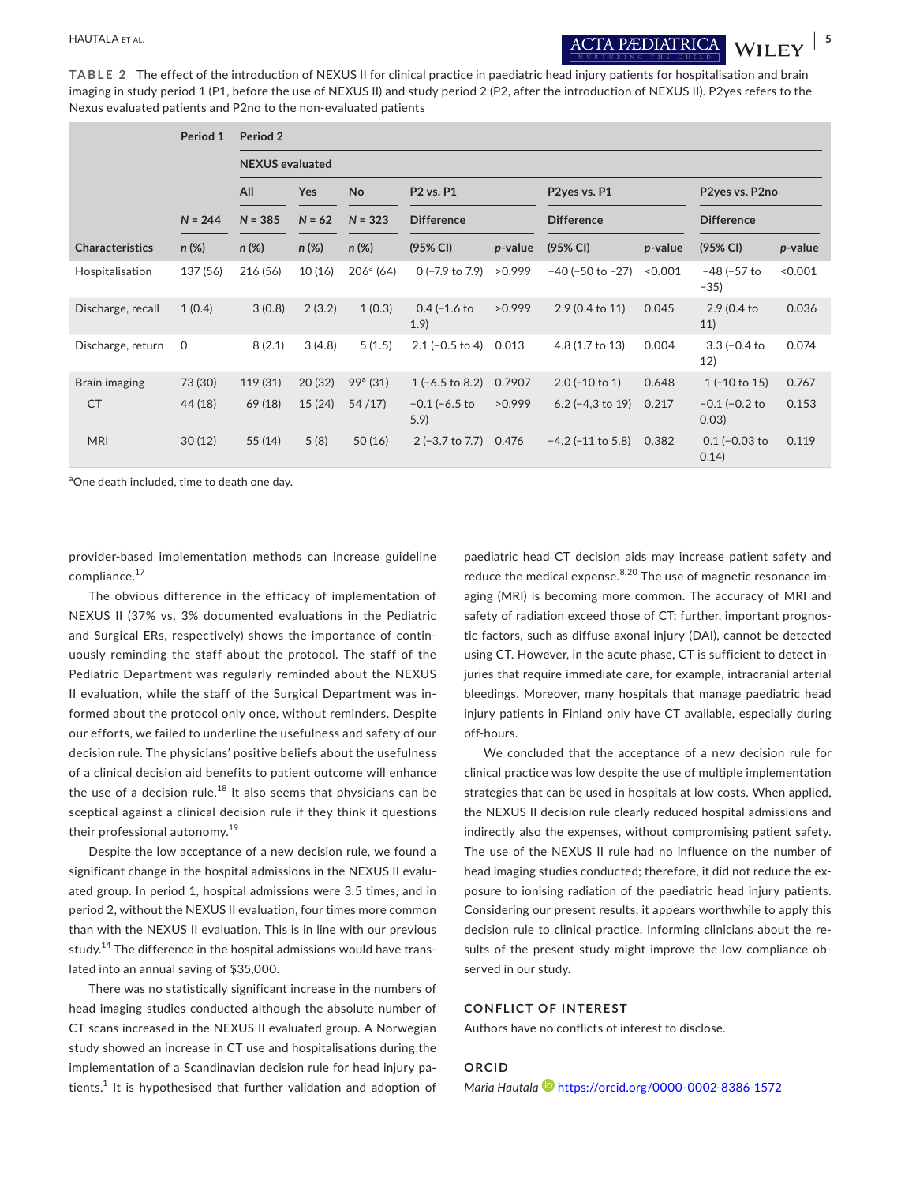**TABLE 2** The effect of the introduction of NEXUS II for clinical practice in paediatric head injury patients for hospitalisation and brain imaging in study period 1 (P1, before the use of NEXUS II) and study period 2 (P2, after the introduction of NEXUS II). P2yes refers to the Nexus evaluated patients and P2no to the non-evaluated patients

| | Period 1 | Period 2 | | | | | | | | |
|---|---|---|---|---|---|---|---|---|---|---|
| | | NEXUS evaluated | | | | | | | | |
| | | All | Yes | No | P2 vs. P1 | | P2yes vs. P1 | | P2yes vs. P2no | |
| | N = 244 | N = 385 | N = 62 | N = 323 | Difference | | Difference | | Difference | |
| Characteristics | n (%) | n (%) | n (%) | n (%) | (95% CI) | p-value | (95% CI) | p-value | (95% CI) | p-value |
| Hospitalisation | 137 (56) | 216 (56) | 10 (16) | 206[a] (64) | 0 (−7.9 to 7.9) | >0.999 | −40 (−50 to −27) | <0.001 | −48 (−57 to −35) | <0.001 |
| Discharge, recall | 1 (0.4) | 3 (0.8) | 2 (3.2) | 1 (0.3) | 0.4 (−1.6 to 1.9) | >0.999 | 2.9 (0.4 to 11) | 0.045 | 2.9 (0.4 to 11) | 0.036 |
| Discharge, return | 0 | 8 (2.1) | 3 (4.8) | 5 (1.5) | 2.1 (−0.5 to 4) | 0.013 | 4.8 (1.7 to 13) | 0.004 | 3.3 (−0.4 to 12) | 0.074 |
| Brain imaging | 73 (30) | 119 (31) | 20 (32) | 99[a] (31) | 1 (−6.5 to 8.2) | 0.7907 | 2.0 (−10 to 1) | 0.648 | 1 (−10 to 15) | 0.767 |
| CT | 44 (18) | 69 (18) | 15 (24) | 54 /17) | −0.1 (−6.5 to 5.9) | >0.999 | 6.2 (−4,3 to 19) | 0.217 | −0.1 (−0.2 to 0.03) | 0.153 |
| MRI | 30 (12) | 55 (14) | 5 (8) | 50 (16) | 2 (−3.7 to 7.7) | 0.476 | −4.2 (−11 to 5.8) | 0.382 | 0.1 (−0.03 to 0.14) | 0.119 |

[a]One death included, time to death one day.

provider-based implementation methods can increase guideline compliance.[17]

The obvious difference in the efficacy of implementation of NEXUS II (37% vs. 3% documented evaluations in the Pediatric and Surgical ERs, respectively) shows the importance of continuously reminding the staff about the protocol. The staff of the Pediatric Department was regularly reminded about the NEXUS II evaluation, while the staff of the Surgical Department was informed about the protocol only once, without reminders. Despite our efforts, we failed to underline the usefulness and safety of our decision rule. The physicians' positive beliefs about the usefulness of a clinical decision aid benefits to patient outcome will enhance the use of a decision rule.[18] It also seems that physicians can be sceptical against a clinical decision rule if they think it questions their professional autonomy.[19]

Despite the low acceptance of a new decision rule, we found a significant change in the hospital admissions in the NEXUS II evaluated group. In period 1, hospital admissions were 3.5 times, and in period 2, without the NEXUS II evaluation, four times more common than with the NEXUS II evaluation. This is in line with our previous study.[14] The difference in the hospital admissions would have translated into an annual saving of $35,000.

There was no statistically significant increase in the numbers of head imaging studies conducted although the absolute number of CT scans increased in the NEXUS II evaluated group. A Norwegian study showed an increase in CT use and hospitalisations during the implementation of a Scandinavian decision rule for head injury patients.[1] It is hypothesised that further validation and adoption of paediatric head CT decision aids may increase patient safety and reduce the medical expense.[8,20] The use of magnetic resonance imaging (MRI) is becoming more common. The accuracy of MRI and safety of radiation exceed those of CT; further, important prognostic factors, such as diffuse axonal injury (DAI), cannot be detected using CT. However, in the acute phase, CT is sufficient to detect injuries that require immediate care, for example, intracranial arterial bleedings. Moreover, many hospitals that manage paediatric head injury patients in Finland only have CT available, especially during off-hours.

We concluded that the acceptance of a new decision rule for clinical practice was low despite the use of multiple implementation strategies that can be used in hospitals at low costs. When applied, the NEXUS II decision rule clearly reduced hospital admissions and indirectly also the expenses, without compromising patient safety. The use of the NEXUS II rule had no influence on the number of head imaging studies conducted; therefore, it did not reduce the exposure to ionising radiation of the paediatric head injury patients. Considering our present results, it appears worthwhile to apply this decision rule to clinical practice. Informing clinicians about the results of the present study might improve the low compliance observed in our study.

## CONFLICT OF INTEREST

Authors have no conflicts of interest to disclose.

## ORCID

*Maria Hautala* https://orcid.org/0000-0002-8386-1572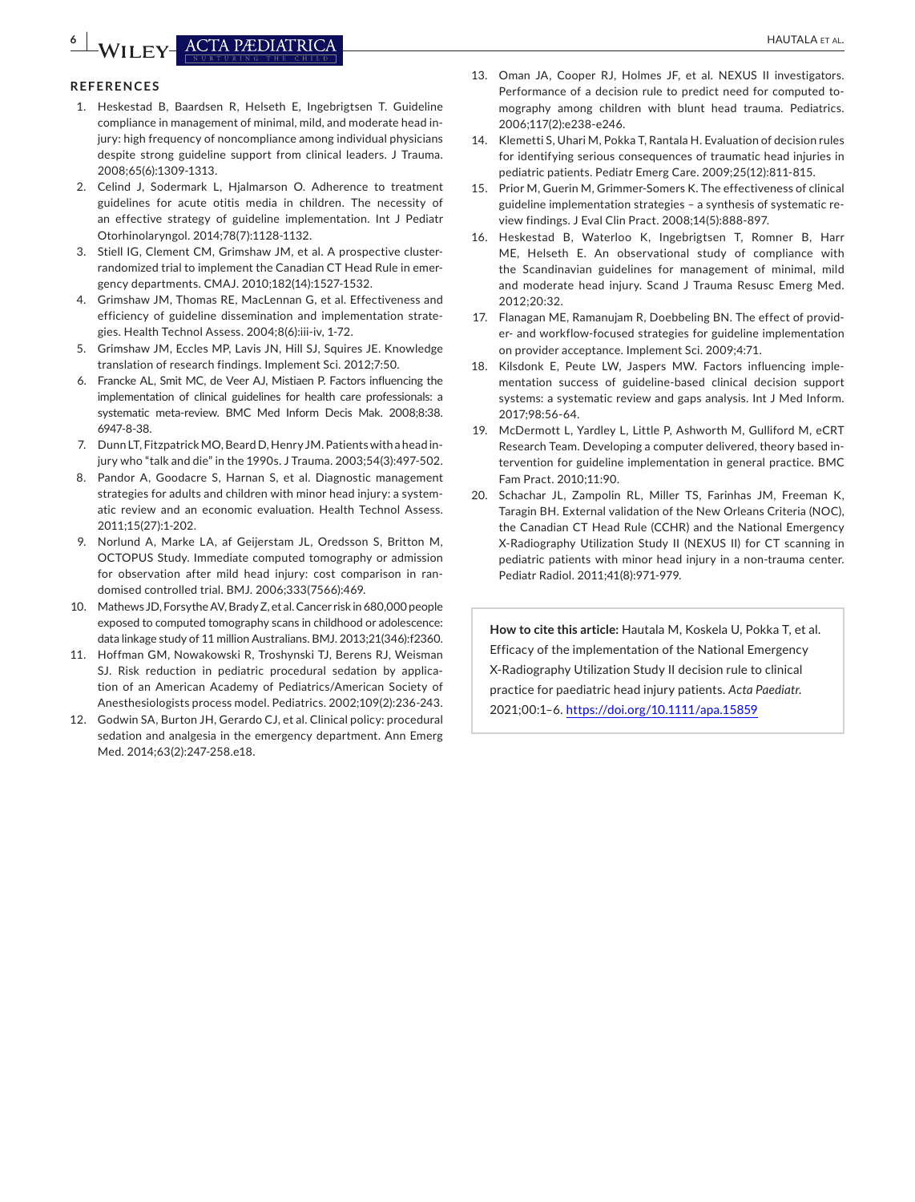## REFERENCES

1. Heskestad B, Baardsen R, Helseth E, Ingebrigtsen T. Guideline compliance in management of minimal, mild, and moderate head injury: high frequency of noncompliance among individual physicians despite strong guideline support from clinical leaders. J Trauma. 2008;65(6):1309-1313.
2. Celind J, Sodermark L, Hjalmarson O. Adherence to treatment guidelines for acute otitis media in children. The necessity of an effective strategy of guideline implementation. Int J Pediatr Otorhinolaryngol. 2014;78(7):1128-1132.
3. Stiell IG, Clement CM, Grimshaw JM, et al. A prospective cluster-randomized trial to implement the Canadian CT Head Rule in emergency departments. CMAJ. 2010;182(14):1527-1532.
4. Grimshaw JM, Thomas RE, MacLennan G, et al. Effectiveness and efficiency of guideline dissemination and implementation strategies. Health Technol Assess. 2004;8(6):iii-iv, 1-72.
5. Grimshaw JM, Eccles MP, Lavis JN, Hill SJ, Squires JE. Knowledge translation of research findings. Implement Sci. 2012;7:50.
6. Francke AL, Smit MC, de Veer AJ, Mistiaen P. Factors influencing the implementation of clinical guidelines for health care professionals: a systematic meta-review. BMC Med Inform Decis Mak. 2008;8:38. 6947-8-38.
7. Dunn LT, Fitzpatrick MO, Beard D, Henry JM. Patients with a head injury who "talk and die" in the 1990s. J Trauma. 2003;54(3):497-502.
8. Pandor A, Goodacre S, Harnan S, et al. Diagnostic management strategies for adults and children with minor head injury: a systematic review and an economic evaluation. Health Technol Assess. 2011;15(27):1-202.
9. Norlund A, Marke LA, af Geijerstam JL, Oredsson S, Britton M, OCTOPUS Study. Immediate computed tomography or admission for observation after mild head injury: cost comparison in randomised controlled trial. BMJ. 2006;333(7566):469.
10. Mathews JD, Forsythe AV, Brady Z, et al. Cancer risk in 680,000 people exposed to computed tomography scans in childhood or adolescence: data linkage study of 11 million Australians. BMJ. 2013;21(346):f2360.
11. Hoffman GM, Nowakowski R, Troshynski TJ, Berens RJ, Weisman SJ. Risk reduction in pediatric procedural sedation by application of an American Academy of Pediatrics/American Society of Anesthesiologists process model. Pediatrics. 2002;109(2):236-243.
12. Godwin SA, Burton JH, Gerardo CJ, et al. Clinical policy: procedural sedation and analgesia in the emergency department. Ann Emerg Med. 2014;63(2):247-258.e18.
13. Oman JA, Cooper RJ, Holmes JF, et al. NEXUS II investigators. Performance of a decision rule to predict need for computed tomography among children with blunt head trauma. Pediatrics. 2006;117(2):e238-e246.
14. Klemetti S, Uhari M, Pokka T, Rantala H. Evaluation of decision rules for identifying serious consequences of traumatic head injuries in pediatric patients. Pediatr Emerg Care. 2009;25(12):811-815.
15. Prior M, Guerin M, Grimmer-Somers K. The effectiveness of clinical guideline implementation strategies – a synthesis of systematic review findings. J Eval Clin Pract. 2008;14(5):888-897.
16. Heskestad B, Waterloo K, Ingebrigtsen T, Romner B, Harr ME, Helseth E. An observational study of compliance with the Scandinavian guidelines for management of minimal, mild and moderate head injury. Scand J Trauma Resusc Emerg Med. 2012;20:32.
17. Flanagan ME, Ramanujam R, Doebbeling BN. The effect of provider- and workflow-focused strategies for guideline implementation on provider acceptance. Implement Sci. 2009;4:71.
18. Kilsdonk E, Peute LW, Jaspers MW. Factors influencing implementation success of guideline-based clinical decision support systems: a systematic review and gaps analysis. Int J Med Inform. 2017;98:56-64.
19. McDermott L, Yardley L, Little P, Ashworth M, Gulliford M, eCRT Research Team. Developing a computer delivered, theory based intervention for guideline implementation in general practice. BMC Fam Pract. 2010;11:90.
20. Schachar JL, Zampolin RL, Miller TS, Farinhas JM, Freeman K, Taragin BH. External validation of the New Orleans Criteria (NOC), the Canadian CT Head Rule (CCHR) and the National Emergency X-Radiography Utilization Study II (NEXUS II) for CT scanning in pediatric patients with minor head injury in a non-trauma center. Pediatr Radiol. 2011;41(8):971-979.

**How to cite this article:** Hautala M, Koskela U, Pokka T, et al. Efficacy of the implementation of the National Emergency X-Radiography Utilization Study II decision rule to clinical practice for paediatric head injury patients. *Acta Paediatr*. 2021;00:1–6. https://doi.org/10.1111/apa.15859